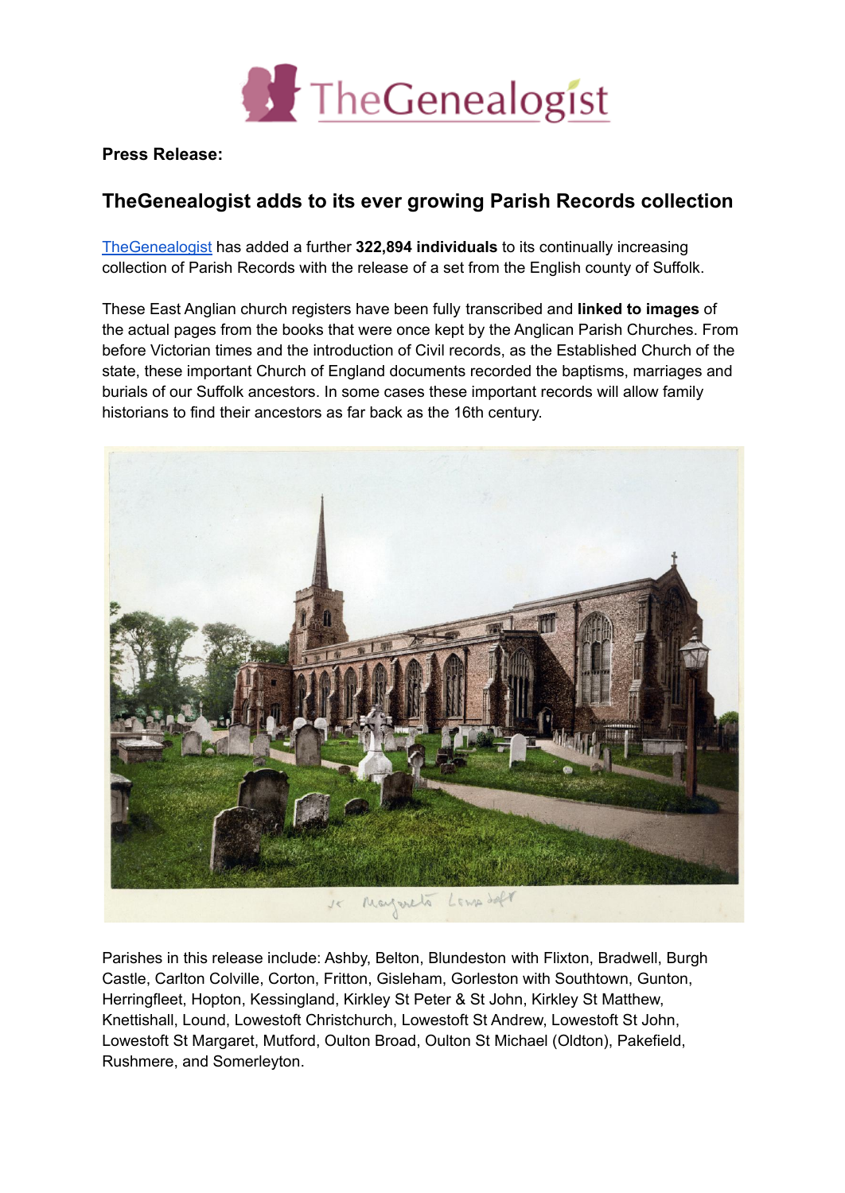**Press Release:**

## TheGenealogist adds to its ever growing Parish Records collection

TheGenealogist has added a further **322,894 individuals** to its continually increasing collection of Parish Records with the release of a set from the English county of Suffolk.

These East Anglian church registers have been fully transcribed and **linked to images** of the actual pages from the books that were once kept by the Anglican Parish Churches. From before Victorian times and the introduction of Civil records, as the Established Church of the state, these important Church of England documents recorded the baptisms, marriages and burials of our Suffolk ancestors. In some cases these important records will allow family historians to find their ancestors as far back as the 16th century.

Parishes in this release include: Ashby, Belton, Blundeston with Flixton, Bradwell, Burgh Castle, Carlton Colville, Corton, Fritton, Gisleham, Gorleston with Southtown, Gunton, Herringfleet, Hopton, Kessingland, Kirkley St Peter & St John, Kirkley St Matthew, Knettishall, Lound, Lowestoft Christchurch, Lowestoft St Andrew, Lowestoft St John, Lowestoft St Margaret, Mutford, Oulton Broad, Oulton St Michael (Oldton), Pakefield, Rushmere, and Somerleyton.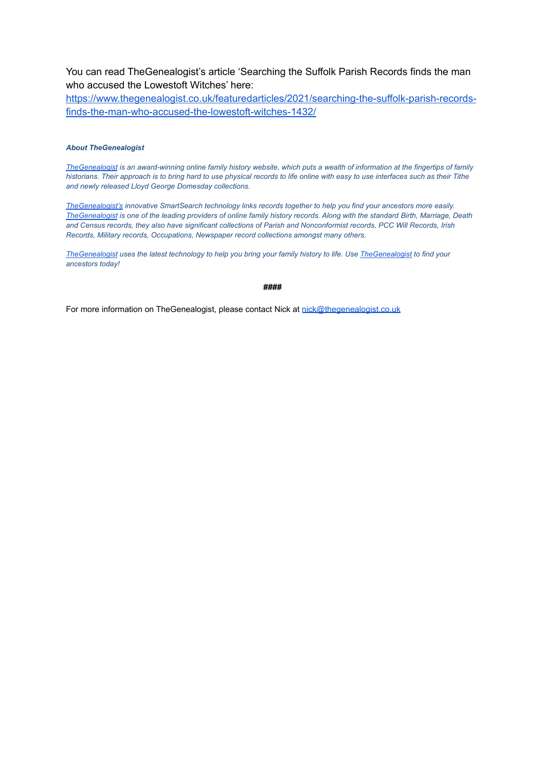You can read TheGenealogist's article 'Searching the Suffolk Parish Records finds the man who accused the Lowestoft Witches' here: https://www.thegenealogist.co.uk/featuredarticles/2021/searching-the-suffolk-parish-records-finds-the-man-who-accused-the-lowestoft-witches-1432/

***About TheGenealogist***

*TheGenealogist is an award-winning online family history website, which puts a wealth of information at the fingertips of family historians. Their approach is to bring hard to use physical records to life online with easy to use interfaces such as their Tithe and newly released Lloyd George Domesday collections.*

*TheGenealogist's innovative SmartSearch technology links records together to help you find your ancestors more easily. TheGenealogist is one of the leading providers of online family history records. Along with the standard Birth, Marriage, Death and Census records, they also have significant collections of Parish and Nonconformist records, PCC Will Records, Irish Records, Military records, Occupations, Newspaper record collections amongst many others.*

*TheGenealogist uses the latest technology to help you bring your family history to life. Use TheGenealogist to find your ancestors today!*

**####**

For more information on TheGenealogist, please contact Nick at nick@thegenealogist.co.uk